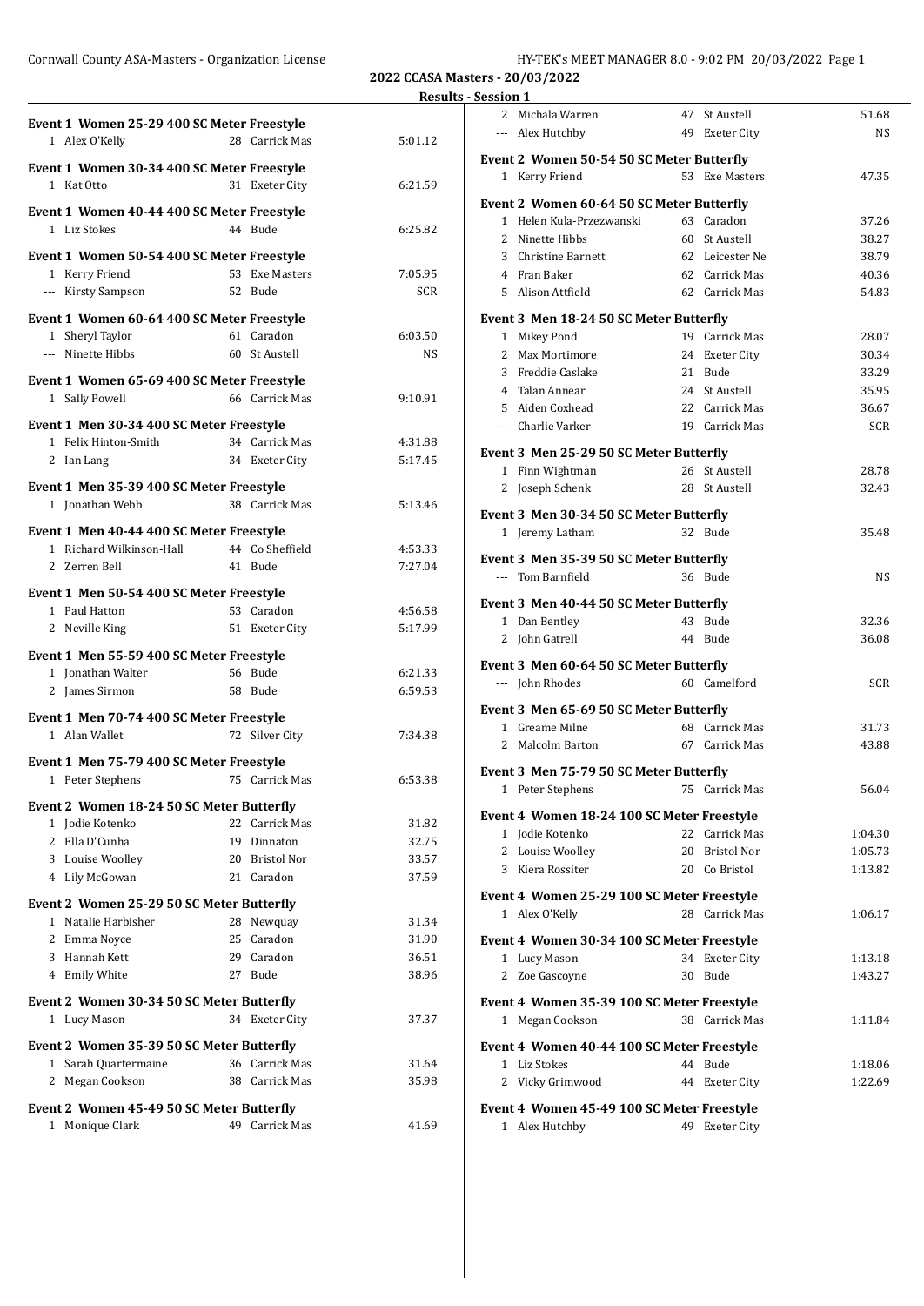## 2022 CCASA Masters - 20/03/2022

### Results - Session 1

**Event 1 Women 25-29 400 SC Meter Freestyle**

| | Name | Age | Team | Time |
|---|---|---|---|---|
| 1 | Alex O'Kelly | 28 | Carrick Mas | 5:01.12 |

**Event 1 Women 30-34 400 SC Meter Freestyle**

| | Name | Age | Team | Time |
|---|---|---|---|---|
| 1 | Kat Otto | 31 | Exeter City | 6:21.59 |

**Event 1 Women 40-44 400 SC Meter Freestyle**

| | Name | Age | Team | Time |
|---|---|---|---|---|
| 1 | Liz Stokes | 44 | Bude | 6:25.82 |

**Event 1 Women 50-54 400 SC Meter Freestyle**

| | Name | Age | Team | Time |
|---|---|---|---|---|
| 1 | Kerry Friend | 53 | Exe Masters | 7:05.95 |
| --- | Kirsty Sampson | 52 | Bude | SCR |

**Event 1 Women 60-64 400 SC Meter Freestyle**

| | Name | Age | Team | Time |
|---|---|---|---|---|
| 1 | Sheryl Taylor | 61 | Caradon | 6:03.50 |
| --- | Ninette Hibbs | 60 | St Austell | NS |

**Event 1 Women 65-69 400 SC Meter Freestyle**

| | Name | Age | Team | Time |
|---|---|---|---|---|
| 1 | Sally Powell | 66 | Carrick Mas | 9:10.91 |

**Event 1 Men 30-34 400 SC Meter Freestyle**

| | Name | Age | Team | Time |
|---|---|---|---|---|
| 1 | Felix Hinton-Smith | 34 | Carrick Mas | 4:31.88 |
| 2 | Ian Lang | 34 | Exeter City | 5:17.45 |

**Event 1 Men 35-39 400 SC Meter Freestyle**

| | Name | Age | Team | Time |
|---|---|---|---|---|
| 1 | Jonathan Webb | 38 | Carrick Mas | 5:13.46 |

**Event 1 Men 40-44 400 SC Meter Freestyle**

| | Name | Age | Team | Time |
|---|---|---|---|---|
| 1 | Richard Wilkinson-Hall | 44 | Co Sheffield | 4:53.33 |
| 2 | Zerren Bell | 41 | Bude | 7:27.04 |

**Event 1 Men 50-54 400 SC Meter Freestyle**

| | Name | Age | Team | Time |
|---|---|---|---|---|
| 1 | Paul Hatton | 53 | Caradon | 4:56.58 |
| 2 | Neville King | 51 | Exeter City | 5:17.99 |

**Event 1 Men 55-59 400 SC Meter Freestyle**

| | Name | Age | Team | Time |
|---|---|---|---|---|
| 1 | Jonathan Walter | 56 | Bude | 6:21.33 |
| 2 | James Sirmon | 58 | Bude | 6:59.53 |

**Event 1 Men 70-74 400 SC Meter Freestyle**

| | Name | Age | Team | Time |
|---|---|---|---|---|
| 1 | Alan Wallet | 72 | Silver City | 7:34.38 |

**Event 1 Men 75-79 400 SC Meter Freestyle**

| | Name | Age | Team | Time |
|---|---|---|---|---|
| 1 | Peter Stephens | 75 | Carrick Mas | 6:53.38 |

**Event 2 Women 18-24 50 SC Meter Butterfly**

| | Name | Age | Team | Time |
|---|---|---|---|---|
| 1 | Jodie Kotenko | 22 | Carrick Mas | 31.82 |
| 2 | Ella D'Cunha | 19 | Dinnaton | 32.75 |
| 3 | Louise Woolley | 20 | Bristol Nor | 33.57 |
| 4 | Lily McGowan | 21 | Caradon | 37.59 |

**Event 2 Women 25-29 50 SC Meter Butterfly**

| | Name | Age | Team | Time |
|---|---|---|---|---|
| 1 | Natalie Harbisher | 28 | Newquay | 31.34 |
| 2 | Emma Noyce | 25 | Caradon | 31.90 |
| 3 | Hannah Kett | 29 | Caradon | 36.51 |
| 4 | Emily White | 27 | Bude | 38.96 |

**Event 2 Women 30-34 50 SC Meter Butterfly**

| | Name | Age | Team | Time |
|---|---|---|---|---|
| 1 | Lucy Mason | 34 | Exeter City | 37.37 |

**Event 2 Women 35-39 50 SC Meter Butterfly**

| | Name | Age | Team | Time |
|---|---|---|---|---|
| 1 | Sarah Quartermaine | 36 | Carrick Mas | 31.64 |
| 2 | Megan Cookson | 38 | Carrick Mas | 35.98 |

**Event 2 Women 45-49 50 SC Meter Butterfly**

| | Name | Age | Team | Time |
|---|---|---|---|---|
| 1 | Monique Clark | 49 | Carrick Mas | 41.69 |
| 2 | Michala Warren | 47 | St Austell | 51.68 |
| --- | Alex Hutchby | 49 | Exeter City | NS |

**Event 2 Women 50-54 50 SC Meter Butterfly**

| | Name | Age | Team | Time |
|---|---|---|---|---|
| 1 | Kerry Friend | 53 | Exe Masters | 47.35 |

**Event 2 Women 60-64 50 SC Meter Butterfly**

| | Name | Age | Team | Time |
|---|---|---|---|---|
| 1 | Helen Kula-Przezwanski | 63 | Caradon | 37.26 |
| 2 | Ninette Hibbs | 60 | St Austell | 38.27 |
| 3 | Christine Barnett | 62 | Leicester Ne | 38.79 |
| 4 | Fran Baker | 62 | Carrick Mas | 40.36 |
| 5 | Alison Attfield | 62 | Carrick Mas | 54.83 |

**Event 3 Men 18-24 50 SC Meter Butterfly**

| | Name | Age | Team | Time |
|---|---|---|---|---|
| 1 | Mikey Pond | 19 | Carrick Mas | 28.07 |
| 2 | Max Mortimore | 24 | Exeter City | 30.34 |
| 3 | Freddie Caslake | 21 | Bude | 33.29 |
| 4 | Talan Annear | 24 | St Austell | 35.95 |
| 5 | Aiden Coxhead | 22 | Carrick Mas | 36.67 |
| --- | Charlie Varker | 19 | Carrick Mas | SCR |

**Event 3 Men 25-29 50 SC Meter Butterfly**

| | Name | Age | Team | Time |
|---|---|---|---|---|
| 1 | Finn Wightman | 26 | St Austell | 28.78 |
| 2 | Joseph Schenk | 28 | St Austell | 32.43 |

**Event 3 Men 30-34 50 SC Meter Butterfly**

| | Name | Age | Team | Time |
|---|---|---|---|---|
| 1 | Jeremy Latham | 32 | Bude | 35.48 |

**Event 3 Men 35-39 50 SC Meter Butterfly**

| | Name | Age | Team | Time |
|---|---|---|---|---|
| --- | Tom Barnfield | 36 | Bude | NS |

**Event 3 Men 40-44 50 SC Meter Butterfly**

| | Name | Age | Team | Time |
|---|---|---|---|---|
| 1 | Dan Bentley | 43 | Bude | 32.36 |
| 2 | John Gatrell | 44 | Bude | 36.08 |

**Event 3 Men 60-64 50 SC Meter Butterfly**

| | Name | Age | Team | Time |
|---|---|---|---|---|
| --- | John Rhodes | 60 | Camelford | SCR |

**Event 3 Men 65-69 50 SC Meter Butterfly**

| | Name | Age | Team | Time |
|---|---|---|---|---|
| 1 | Greame Milne | 68 | Carrick Mas | 31.73 |
| 2 | Malcolm Barton | 67 | Carrick Mas | 43.88 |

**Event 3 Men 75-79 50 SC Meter Butterfly**

| | Name | Age | Team | Time |
|---|---|---|---|---|
| 1 | Peter Stephens | 75 | Carrick Mas | 56.04 |

**Event 4 Women 18-24 100 SC Meter Freestyle**

| | Name | Age | Team | Time |
|---|---|---|---|---|
| 1 | Jodie Kotenko | 22 | Carrick Mas | 1:04.30 |
| 2 | Louise Woolley | 20 | Bristol Nor | 1:05.73 |
| 3 | Kiera Rossiter | 20 | Co Bristol | 1:13.82 |

**Event 4 Women 25-29 100 SC Meter Freestyle**

| | Name | Age | Team | Time |
|---|---|---|---|---|
| 1 | Alex O'Kelly | 28 | Carrick Mas | 1:06.17 |

**Event 4 Women 30-34 100 SC Meter Freestyle**

| | Name | Age | Team | Time |
|---|---|---|---|---|
| 1 | Lucy Mason | 34 | Exeter City | 1:13.18 |
| 2 | Zoe Gascoyne | 30 | Bude | 1:43.27 |

**Event 4 Women 35-39 100 SC Meter Freestyle**

| | Name | Age | Team | Time |
|---|---|---|---|---|
| 1 | Megan Cookson | 38 | Carrick Mas | 1:11.84 |

**Event 4 Women 40-44 100 SC Meter Freestyle**

| | Name | Age | Team | Time |
|---|---|---|---|---|
| 1 | Liz Stokes | 44 | Bude | 1:18.06 |
| 2 | Vicky Grimwood | 44 | Exeter City | 1:22.69 |

**Event 4 Women 45-49 100 SC Meter Freestyle**

| | Name | Age | Team | Time |
|---|---|---|---|---|
| 1 | Alex Hutchby | 49 | Exeter City | |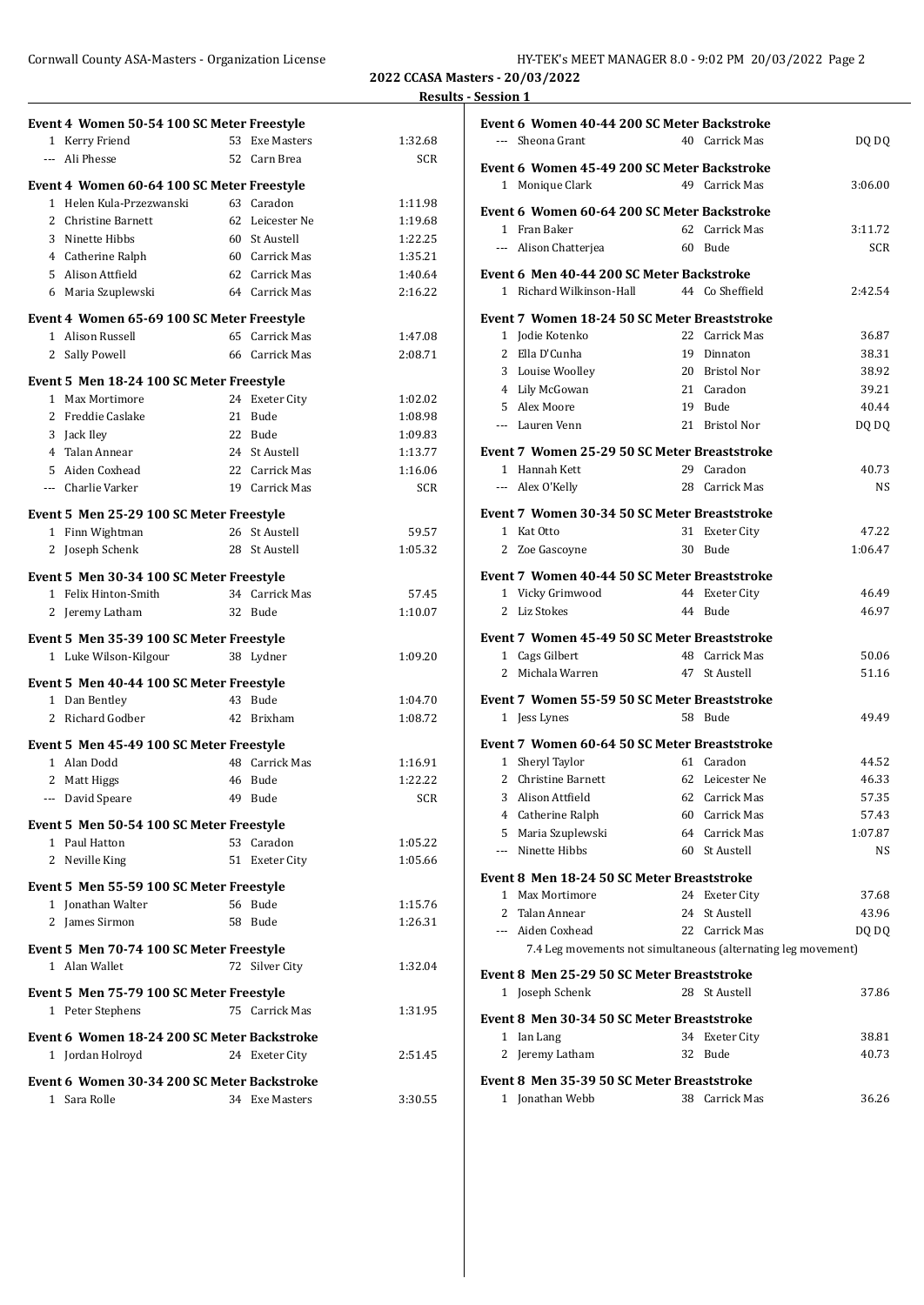## 2022 CCASA Masters - 20/03/2022

### Results - Session 1

**Event 4 Women 50-54 100 SC Meter Freestyle**

| | Name | Age | Team | Time |
|---|---|---|---|---|
| 1 | Kerry Friend | 53 | Exe Masters | 1:32.68 |
| --- | Ali Phesse | 52 | Carn Brea | SCR |

**Event 4 Women 60-64 100 SC Meter Freestyle**

| | Name | Age | Team | Time |
|---|---|---|---|---|
| 1 | Helen Kula-Przezwanski | 63 | Caradon | 1:11.98 |
| 2 | Christine Barnett | 62 | Leicester Ne | 1:19.68 |
| 3 | Ninette Hibbs | 60 | St Austell | 1:22.25 |
| 4 | Catherine Ralph | 60 | Carrick Mas | 1:35.21 |
| 5 | Alison Attfield | 62 | Carrick Mas | 1:40.64 |
| 6 | Maria Szuplewski | 64 | Carrick Mas | 2:16.22 |

**Event 4 Women 65-69 100 SC Meter Freestyle**

| | Name | Age | Team | Time |
|---|---|---|---|---|
| 1 | Alison Russell | 65 | Carrick Mas | 1:47.08 |
| 2 | Sally Powell | 66 | Carrick Mas | 2:08.71 |

**Event 5 Men 18-24 100 SC Meter Freestyle**

| | Name | Age | Team | Time |
|---|---|---|---|---|
| 1 | Max Mortimore | 24 | Exeter City | 1:02.02 |
| 2 | Freddie Caslake | 21 | Bude | 1:08.98 |
| 3 | Jack Iley | 22 | Bude | 1:09.83 |
| 4 | Talan Annear | 24 | St Austell | 1:13.77 |
| 5 | Aiden Coxhead | 22 | Carrick Mas | 1:16.06 |
| --- | Charlie Varker | 19 | Carrick Mas | SCR |

**Event 5 Men 25-29 100 SC Meter Freestyle**

| | Name | Age | Team | Time |
|---|---|---|---|---|
| 1 | Finn Wightman | 26 | St Austell | 59.57 |
| 2 | Joseph Schenk | 28 | St Austell | 1:05.32 |

**Event 5 Men 30-34 100 SC Meter Freestyle**

| | Name | Age | Team | Time |
|---|---|---|---|---|
| 1 | Felix Hinton-Smith | 34 | Carrick Mas | 57.45 |
| 2 | Jeremy Latham | 32 | Bude | 1:10.07 |

**Event 5 Men 35-39 100 SC Meter Freestyle**

| | Name | Age | Team | Time |
|---|---|---|---|---|
| 1 | Luke Wilson-Kilgour | 38 | Lydner | 1:09.20 |

**Event 5 Men 40-44 100 SC Meter Freestyle**

| | Name | Age | Team | Time |
|---|---|---|---|---|
| 1 | Dan Bentley | 43 | Bude | 1:04.70 |
| 2 | Richard Godber | 42 | Brixham | 1:08.72 |

**Event 5 Men 45-49 100 SC Meter Freestyle**

| | Name | Age | Team | Time |
|---|---|---|---|---|
| 1 | Alan Dodd | 48 | Carrick Mas | 1:16.91 |
| 2 | Matt Higgs | 46 | Bude | 1:22.22 |
| --- | David Speare | 49 | Bude | SCR |

**Event 5 Men 50-54 100 SC Meter Freestyle**

| | Name | Age | Team | Time |
|---|---|---|---|---|
| 1 | Paul Hatton | 53 | Caradon | 1:05.22 |
| 2 | Neville King | 51 | Exeter City | 1:05.66 |

**Event 5 Men 55-59 100 SC Meter Freestyle**

| | Name | Age | Team | Time |
|---|---|---|---|---|
| 1 | Jonathan Walter | 56 | Bude | 1:15.76 |
| 2 | James Sirmon | 58 | Bude | 1:26.31 |

**Event 5 Men 70-74 100 SC Meter Freestyle**

| | Name | Age | Team | Time |
|---|---|---|---|---|
| 1 | Alan Wallet | 72 | Silver City | 1:32.04 |

**Event 5 Men 75-79 100 SC Meter Freestyle**

| | Name | Age | Team | Time |
|---|---|---|---|---|
| 1 | Peter Stephens | 75 | Carrick Mas | 1:31.95 |

**Event 6 Women 18-24 200 SC Meter Backstroke**

| | Name | Age | Team | Time |
|---|---|---|---|---|
| 1 | Jordan Holroyd | 24 | Exeter City | 2:51.45 |

**Event 6 Women 30-34 200 SC Meter Backstroke**

| | Name | Age | Team | Time |
|---|---|---|---|---|
| 1 | Sara Rolle | 34 | Exe Masters | 3:30.55 |

**Event 6 Women 40-44 200 SC Meter Backstroke**

| | Name | Age | Team | Time |
|---|---|---|---|---|
| --- | Sheona Grant | 40 | Carrick Mas | DQ DQ |

**Event 6 Women 45-49 200 SC Meter Backstroke**

| | Name | Age | Team | Time |
|---|---|---|---|---|
| 1 | Monique Clark | 49 | Carrick Mas | 3:06.00 |

**Event 6 Women 60-64 200 SC Meter Backstroke**

| | Name | Age | Team | Time |
|---|---|---|---|---|
| 1 | Fran Baker | 62 | Carrick Mas | 3:11.72 |
| --- | Alison Chatterjea | 60 | Bude | SCR |

**Event 6 Men 40-44 200 SC Meter Backstroke**

| | Name | Age | Team | Time |
|---|---|---|---|---|
| 1 | Richard Wilkinson-Hall | 44 | Co Sheffield | 2:42.54 |

**Event 7 Women 18-24 50 SC Meter Breaststroke**

| | Name | Age | Team | Time |
|---|---|---|---|---|
| 1 | Jodie Kotenko | 22 | Carrick Mas | 36.87 |
| 2 | Ella D'Cunha | 19 | Dinnaton | 38.31 |
| 3 | Louise Woolley | 20 | Bristol Nor | 38.92 |
| 4 | Lily McGowan | 21 | Caradon | 39.21 |
| 5 | Alex Moore | 19 | Bude | 40.44 |
| --- | Lauren Venn | 21 | Bristol Nor | DQ DQ |

**Event 7 Women 25-29 50 SC Meter Breaststroke**

| | Name | Age | Team | Time |
|---|---|---|---|---|
| 1 | Hannah Kett | 29 | Caradon | 40.73 |
| --- | Alex O'Kelly | 28 | Carrick Mas | NS |

**Event 7 Women 30-34 50 SC Meter Breaststroke**

| | Name | Age | Team | Time |
|---|---|---|---|---|
| 1 | Kat Otto | 31 | Exeter City | 47.22 |
| 2 | Zoe Gascoyne | 30 | Bude | 1:06.47 |

**Event 7 Women 40-44 50 SC Meter Breaststroke**

| | Name | Age | Team | Time |
|---|---|---|---|---|
| 1 | Vicky Grimwood | 44 | Exeter City | 46.49 |
| 2 | Liz Stokes | 44 | Bude | 46.97 |

**Event 7 Women 45-49 50 SC Meter Breaststroke**

| | Name | Age | Team | Time |
|---|---|---|---|---|
| 1 | Cags Gilbert | 48 | Carrick Mas | 50.06 |
| 2 | Michala Warren | 47 | St Austell | 51.16 |

**Event 7 Women 55-59 50 SC Meter Breaststroke**

| | Name | Age | Team | Time |
|---|---|---|---|---|
| 1 | Jess Lynes | 58 | Bude | 49.49 |

**Event 7 Women 60-64 50 SC Meter Breaststroke**

| | Name | Age | Team | Time |
|---|---|---|---|---|
| 1 | Sheryl Taylor | 61 | Caradon | 44.52 |
| 2 | Christine Barnett | 62 | Leicester Ne | 46.33 |
| 3 | Alison Attfield | 62 | Carrick Mas | 57.35 |
| 4 | Catherine Ralph | 60 | Carrick Mas | 57.43 |
| 5 | Maria Szuplewski | 64 | Carrick Mas | 1:07.87 |
| --- | Ninette Hibbs | 60 | St Austell | NS |

**Event 8 Men 18-24 50 SC Meter Breaststroke**

| | Name | Age | Team | Time |
|---|---|---|---|---|
| 1 | Max Mortimore | 24 | Exeter City | 37.68 |
| 2 | Talan Annear | 24 | St Austell | 43.96 |
| --- | Aiden Coxhead | 22 | Carrick Mas | DQ DQ |

7.4 Leg movements not simultaneous (alternating leg movement)

**Event 8 Men 25-29 50 SC Meter Breaststroke**

| | Name | Age | Team | Time |
|---|---|---|---|---|
| 1 | Joseph Schenk | 28 | St Austell | 37.86 |

**Event 8 Men 30-34 50 SC Meter Breaststroke**

| | Name | Age | Team | Time |
|---|---|---|---|---|
| 1 | Ian Lang | 34 | Exeter City | 38.81 |
| 2 | Jeremy Latham | 32 | Bude | 40.73 |

**Event 8 Men 35-39 50 SC Meter Breaststroke**

| | Name | Age | Team | Time |
|---|---|---|---|---|
| 1 | Jonathan Webb | 38 | Carrick Mas | 36.26 |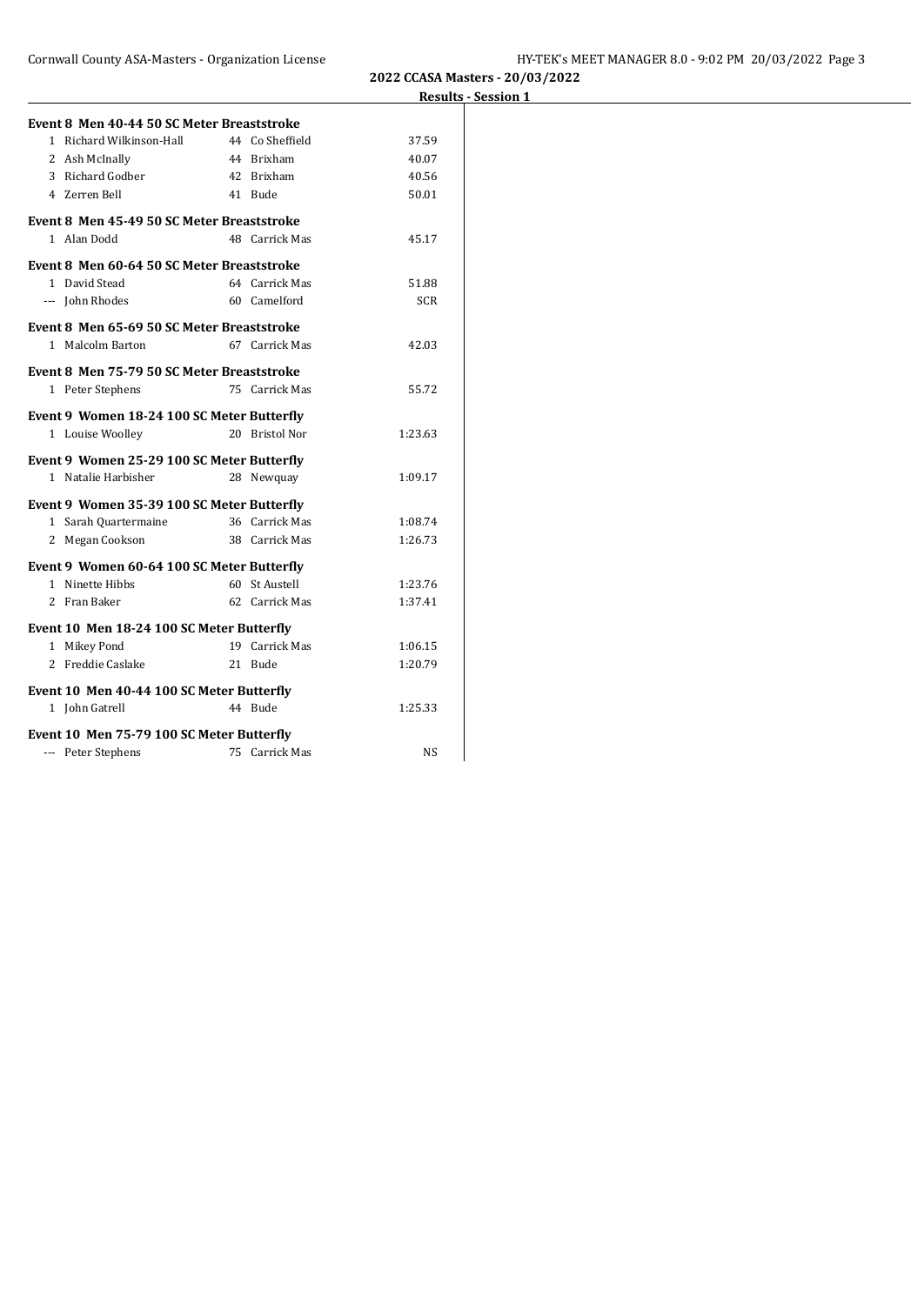## 2022 CCASA Masters - 20/03/2022

### Results - Session 1

**Event 8 Men 40-44 50 SC Meter Breaststroke**

| | | | | |
|---|---|---|---|---|
| 1 | Richard Wilkinson-Hall | 44 | Co Sheffield | 37.59 |
| 2 | Ash McInally | 44 | Brixham | 40.07 |
| 3 | Richard Godber | 42 | Brixham | 40.56 |
| 4 | Zerren Bell | 41 | Bude | 50.01 |

**Event 8 Men 45-49 50 SC Meter Breaststroke**

| | | | | |
|---|---|---|---|---|
| 1 | Alan Dodd | 48 | Carrick Mas | 45.17 |

**Event 8 Men 60-64 50 SC Meter Breaststroke**

| | | | | |
|---|---|---|---|---|
| 1 | David Stead | 64 | Carrick Mas | 51.88 |
| --- | John Rhodes | 60 | Camelford | SCR |

**Event 8 Men 65-69 50 SC Meter Breaststroke**

| | | | | |
|---|---|---|---|---|
| 1 | Malcolm Barton | 67 | Carrick Mas | 42.03 |

**Event 8 Men 75-79 50 SC Meter Breaststroke**

| | | | | |
|---|---|---|---|---|
| 1 | Peter Stephens | 75 | Carrick Mas | 55.72 |

**Event 9 Women 18-24 100 SC Meter Butterfly**

| | | | | |
|---|---|---|---|---|
| 1 | Louise Woolley | 20 | Bristol Nor | 1:23.63 |

**Event 9 Women 25-29 100 SC Meter Butterfly**

| | | | | |
|---|---|---|---|---|
| 1 | Natalie Harbisher | 28 | Newquay | 1:09.17 |

**Event 9 Women 35-39 100 SC Meter Butterfly**

| | | | | |
|---|---|---|---|---|
| 1 | Sarah Quartermaine | 36 | Carrick Mas | 1:08.74 |
| 2 | Megan Cookson | 38 | Carrick Mas | 1:26.73 |

**Event 9 Women 60-64 100 SC Meter Butterfly**

| | | | | |
|---|---|---|---|---|
| 1 | Ninette Hibbs | 60 | St Austell | 1:23.76 |
| 2 | Fran Baker | 62 | Carrick Mas | 1:37.41 |

**Event 10 Men 18-24 100 SC Meter Butterfly**

| | | | | |
|---|---|---|---|---|
| 1 | Mikey Pond | 19 | Carrick Mas | 1:06.15 |
| 2 | Freddie Caslake | 21 | Bude | 1:20.79 |

**Event 10 Men 40-44 100 SC Meter Butterfly**

| | | | | |
|---|---|---|---|---|
| 1 | John Gatrell | 44 | Bude | 1:25.33 |

**Event 10 Men 75-79 100 SC Meter Butterfly**

| | | | | |
|---|---|---|---|---|
| --- | Peter Stephens | 75 | Carrick Mas | NS |